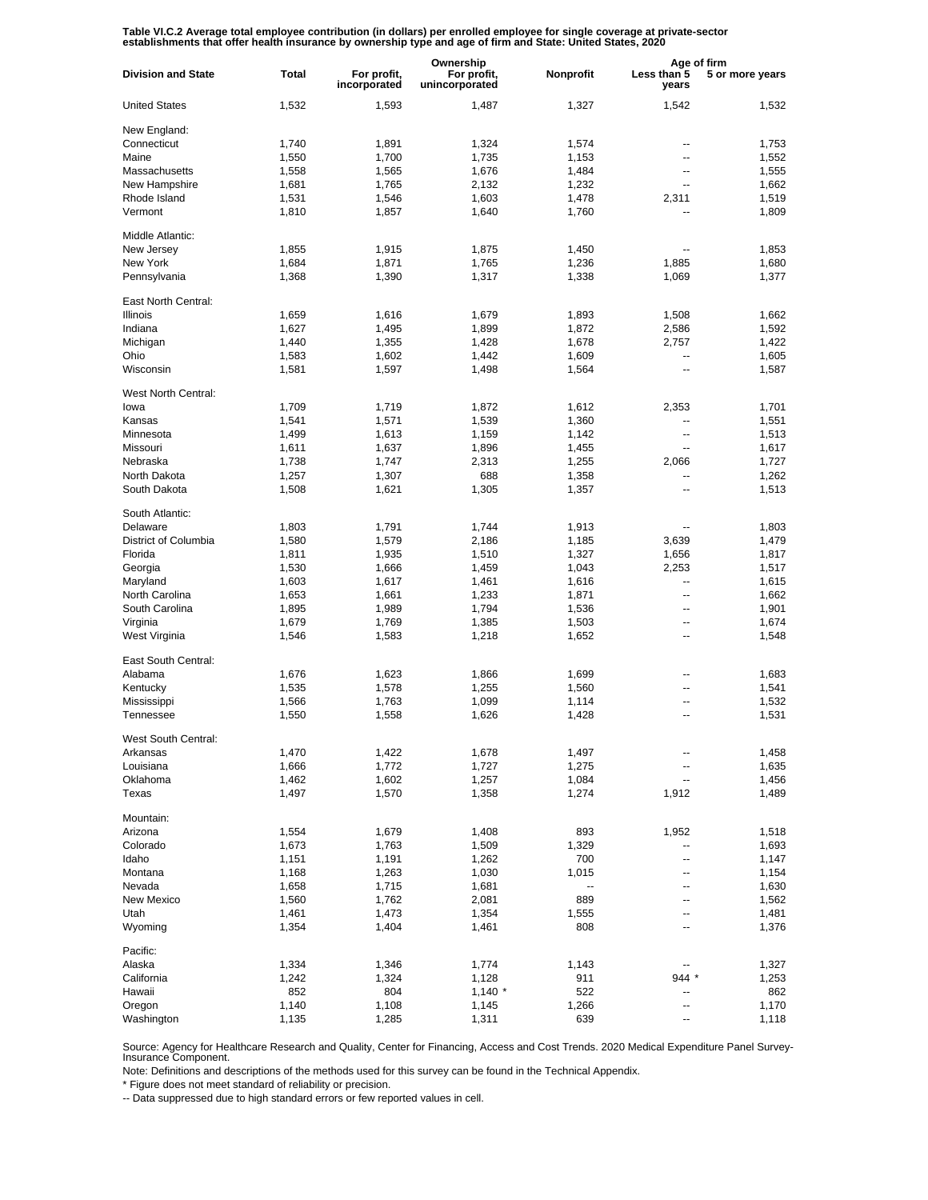**Table VI.C.2 Average total employee contribution (in dollars) per enrolled employee for single coverage at private-sector establishments that offer health insurance by ownership type and age of firm and State: United States, 2020**

| Division and State | Total | Ownership | | | Age of firm | |
|---|---|---|---|---|---|---|
| | | For profit, incorporated | For profit, unincorporated | Nonprofit | Less than 5 years | 5 or more years |
| United States | 1,532 | 1,593 | 1,487 | 1,327 | 1,542 | 1,532 |
| New England: | | | | | | |
| Connecticut | 1,740 | 1,891 | 1,324 | 1,574 | -- | 1,753 |
| Maine | 1,550 | 1,700 | 1,735 | 1,153 | -- | 1,552 |
| Massachusetts | 1,558 | 1,565 | 1,676 | 1,484 | -- | 1,555 |
| New Hampshire | 1,681 | 1,765 | 2,132 | 1,232 | -- | 1,662 |
| Rhode Island | 1,531 | 1,546 | 1,603 | 1,478 | 2,311 | 1,519 |
| Vermont | 1,810 | 1,857 | 1,640 | 1,760 | -- | 1,809 |
| Middle Atlantic: | | | | | | |
| New Jersey | 1,855 | 1,915 | 1,875 | 1,450 | -- | 1,853 |
| New York | 1,684 | 1,871 | 1,765 | 1,236 | 1,885 | 1,680 |
| Pennsylvania | 1,368 | 1,390 | 1,317 | 1,338 | 1,069 | 1,377 |
| East North Central: | | | | | | |
| Illinois | 1,659 | 1,616 | 1,679 | 1,893 | 1,508 | 1,662 |
| Indiana | 1,627 | 1,495 | 1,899 | 1,872 | 2,586 | 1,592 |
| Michigan | 1,440 | 1,355 | 1,428 | 1,678 | 2,757 | 1,422 |
| Ohio | 1,583 | 1,602 | 1,442 | 1,609 | -- | 1,605 |
| Wisconsin | 1,581 | 1,597 | 1,498 | 1,564 | -- | 1,587 |
| West North Central: | | | | | | |
| Iowa | 1,709 | 1,719 | 1,872 | 1,612 | 2,353 | 1,701 |
| Kansas | 1,541 | 1,571 | 1,539 | 1,360 | -- | 1,551 |
| Minnesota | 1,499 | 1,613 | 1,159 | 1,142 | -- | 1,513 |
| Missouri | 1,611 | 1,637 | 1,896 | 1,455 | -- | 1,617 |
| Nebraska | 1,738 | 1,747 | 2,313 | 1,255 | 2,066 | 1,727 |
| North Dakota | 1,257 | 1,307 | 688 | 1,358 | -- | 1,262 |
| South Dakota | 1,508 | 1,621 | 1,305 | 1,357 | -- | 1,513 |
| South Atlantic: | | | | | | |
| Delaware | 1,803 | 1,791 | 1,744 | 1,913 | -- | 1,803 |
| District of Columbia | 1,580 | 1,579 | 2,186 | 1,185 | 3,639 | 1,479 |
| Florida | 1,811 | 1,935 | 1,510 | 1,327 | 1,656 | 1,817 |
| Georgia | 1,530 | 1,666 | 1,459 | 1,043 | 2,253 | 1,517 |
| Maryland | 1,603 | 1,617 | 1,461 | 1,616 | -- | 1,615 |
| North Carolina | 1,653 | 1,661 | 1,233 | 1,871 | -- | 1,662 |
| South Carolina | 1,895 | 1,989 | 1,794 | 1,536 | -- | 1,901 |
| Virginia | 1,679 | 1,769 | 1,385 | 1,503 | -- | 1,674 |
| West Virginia | 1,546 | 1,583 | 1,218 | 1,652 | -- | 1,548 |
| East South Central: | | | | | | |
| Alabama | 1,676 | 1,623 | 1,866 | 1,699 | -- | 1,683 |
| Kentucky | 1,535 | 1,578 | 1,255 | 1,560 | -- | 1,541 |
| Mississippi | 1,566 | 1,763 | 1,099 | 1,114 | -- | 1,532 |
| Tennessee | 1,550 | 1,558 | 1,626 | 1,428 | -- | 1,531 |
| West South Central: | | | | | | |
| Arkansas | 1,470 | 1,422 | 1,678 | 1,497 | -- | 1,458 |
| Louisiana | 1,666 | 1,772 | 1,727 | 1,275 | -- | 1,635 |
| Oklahoma | 1,462 | 1,602 | 1,257 | 1,084 | -- | 1,456 |
| Texas | 1,497 | 1,570 | 1,358 | 1,274 | 1,912 | 1,489 |
| Mountain: | | | | | | |
| Arizona | 1,554 | 1,679 | 1,408 | 893 | 1,952 | 1,518 |
| Colorado | 1,673 | 1,763 | 1,509 | 1,329 | -- | 1,693 |
| Idaho | 1,151 | 1,191 | 1,262 | 700 | -- | 1,147 |
| Montana | 1,168 | 1,263 | 1,030 | 1,015 | -- | 1,154 |
| Nevada | 1,658 | 1,715 | 1,681 | -- | -- | 1,630 |
| New Mexico | 1,560 | 1,762 | 2,081 | 889 | -- | 1,562 |
| Utah | 1,461 | 1,473 | 1,354 | 1,555 | -- | 1,481 |
| Wyoming | 1,354 | 1,404 | 1,461 | 808 | -- | 1,376 |
| Pacific: | | | | | | |
| Alaska | 1,334 | 1,346 | 1,774 | 1,143 | -- | 1,327 |
| California | 1,242 | 1,324 | 1,128 | 911 | 944 * | 1,253 |
| Hawaii | 852 | 804 | 1,140 * | 522 | -- | 862 |
| Oregon | 1,140 | 1,108 | 1,145 | 1,266 | -- | 1,170 |
| Washington | 1,135 | 1,285 | 1,311 | 639 | -- | 1,118 |

Source: Agency for Healthcare Research and Quality, Center for Financing, Access and Cost Trends. 2020 Medical Expenditure Panel Survey-Insurance Component.

Note: Definitions and descriptions of the methods used for this survey can be found in the Technical Appendix.

* Figure does not meet standard of reliability or precision.

-- Data suppressed due to high standard errors or few reported values in cell.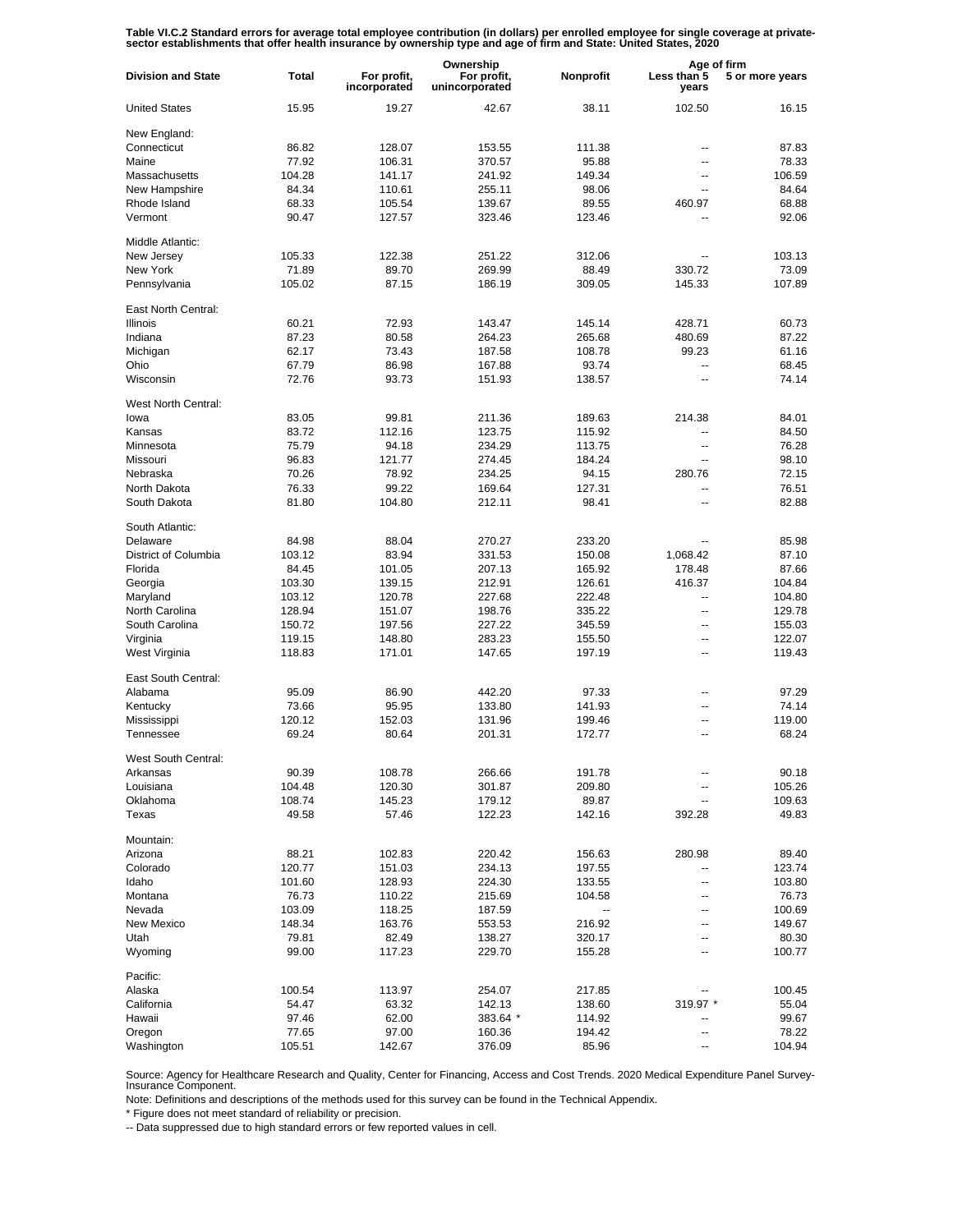**Table VI.C.2 Standard errors for average total employee contribution (in dollars) per enrolled employee for single coverage at private-sector establishments that offer health insurance by ownership type and age of firm and State: United States, 2020**

| Division and State | Total | Ownership | | | Age of firm | |
|---|---|---|---|---|---|---|
| | | For profit, incorporated | For profit, unincorporated | Nonprofit | Less than 5 years | 5 or more years |
| United States | 15.95 | 19.27 | 42.67 | 38.11 | 102.50 | 16.15 |
| New England: | | | | | | |
| Connecticut | 86.82 | 128.07 | 153.55 | 111.38 | -- | 87.83 |
| Maine | 77.92 | 106.31 | 370.57 | 95.88 | -- | 78.33 |
| Massachusetts | 104.28 | 141.17 | 241.92 | 149.34 | -- | 106.59 |
| New Hampshire | 84.34 | 110.61 | 255.11 | 98.06 | -- | 84.64 |
| Rhode Island | 68.33 | 105.54 | 139.67 | 89.55 | 460.97 | 68.88 |
| Vermont | 90.47 | 127.57 | 323.46 | 123.46 | -- | 92.06 |
| Middle Atlantic: | | | | | | |
| New Jersey | 105.33 | 122.38 | 251.22 | 312.06 | -- | 103.13 |
| New York | 71.89 | 89.70 | 269.99 | 88.49 | 330.72 | 73.09 |
| Pennsylvania | 105.02 | 87.15 | 186.19 | 309.05 | 145.33 | 107.89 |
| East North Central: | | | | | | |
| Illinois | 60.21 | 72.93 | 143.47 | 145.14 | 428.71 | 60.73 |
| Indiana | 87.23 | 80.58 | 264.23 | 265.68 | 480.69 | 87.22 |
| Michigan | 62.17 | 73.43 | 187.58 | 108.78 | 99.23 | 61.16 |
| Ohio | 67.79 | 86.98 | 167.88 | 93.74 | -- | 68.45 |
| Wisconsin | 72.76 | 93.73 | 151.93 | 138.57 | -- | 74.14 |
| West North Central: | | | | | | |
| Iowa | 83.05 | 99.81 | 211.36 | 189.63 | 214.38 | 84.01 |
| Kansas | 83.72 | 112.16 | 123.75 | 115.92 | -- | 84.50 |
| Minnesota | 75.79 | 94.18 | 234.29 | 113.75 | -- | 76.28 |
| Missouri | 96.83 | 121.77 | 274.45 | 184.24 | -- | 98.10 |
| Nebraska | 70.26 | 78.92 | 234.25 | 94.15 | 280.76 | 72.15 |
| North Dakota | 76.33 | 99.22 | 169.64 | 127.31 | -- | 76.51 |
| South Dakota | 81.80 | 104.80 | 212.11 | 98.41 | -- | 82.88 |
| South Atlantic: | | | | | | |
| Delaware | 84.98 | 88.04 | 270.27 | 233.20 | -- | 85.98 |
| District of Columbia | 103.12 | 83.94 | 331.53 | 150.08 | 1,068.42 | 87.10 |
| Florida | 84.45 | 101.05 | 207.13 | 165.92 | 178.48 | 87.66 |
| Georgia | 103.30 | 139.15 | 212.91 | 126.61 | 416.37 | 104.84 |
| Maryland | 103.12 | 120.78 | 227.68 | 222.48 | -- | 104.80 |
| North Carolina | 128.94 | 151.07 | 198.76 | 335.22 | -- | 129.78 |
| South Carolina | 150.72 | 197.56 | 227.22 | 345.59 | -- | 155.03 |
| Virginia | 119.15 | 148.80 | 283.23 | 155.50 | -- | 122.07 |
| West Virginia | 118.83 | 171.01 | 147.65 | 197.19 | -- | 119.43 |
| East South Central: | | | | | | |
| Alabama | 95.09 | 86.90 | 442.20 | 97.33 | -- | 97.29 |
| Kentucky | 73.66 | 95.95 | 133.80 | 141.93 | -- | 74.14 |
| Mississippi | 120.12 | 152.03 | 131.96 | 199.46 | -- | 119.00 |
| Tennessee | 69.24 | 80.64 | 201.31 | 172.77 | -- | 68.24 |
| West South Central: | | | | | | |
| Arkansas | 90.39 | 108.78 | 266.66 | 191.78 | -- | 90.18 |
| Louisiana | 104.48 | 120.30 | 301.87 | 209.80 | -- | 105.26 |
| Oklahoma | 108.74 | 145.23 | 179.12 | 89.87 | -- | 109.63 |
| Texas | 49.58 | 57.46 | 122.23 | 142.16 | 392.28 | 49.83 |
| Mountain: | | | | | | |
| Arizona | 88.21 | 102.83 | 220.42 | 156.63 | 280.98 | 89.40 |
| Colorado | 120.77 | 151.03 | 234.13 | 197.55 | -- | 123.74 |
| Idaho | 101.60 | 128.93 | 224.30 | 133.55 | -- | 103.80 |
| Montana | 76.73 | 110.22 | 215.69 | 104.58 | -- | 76.73 |
| Nevada | 103.09 | 118.25 | 187.59 | -- | -- | 100.69 |
| New Mexico | 148.34 | 163.76 | 553.53 | 216.92 | -- | 149.67 |
| Utah | 79.81 | 82.49 | 138.27 | 320.17 | -- | 80.30 |
| Wyoming | 99.00 | 117.23 | 229.70 | 155.28 | -- | 100.77 |
| Pacific: | | | | | | |
| Alaska | 100.54 | 113.97 | 254.07 | 217.85 | -- | 100.45 |
| California | 54.47 | 63.32 | 142.13 | 138.60 | 319.97 * | 55.04 |
| Hawaii | 97.46 | 62.00 | 383.64 * | 114.92 | -- | 99.67 |
| Oregon | 77.65 | 97.00 | 160.36 | 194.42 | -- | 78.22 |
| Washington | 105.51 | 142.67 | 376.09 | 85.96 | -- | 104.94 |

Source: Agency for Healthcare Research and Quality, Center for Financing, Access and Cost Trends. 2020 Medical Expenditure Panel Survey-Insurance Component.

Note: Definitions and descriptions of the methods used for this survey can be found in the Technical Appendix.

* Figure does not meet standard of reliability or precision.

-- Data suppressed due to high standard errors or few reported values in cell.